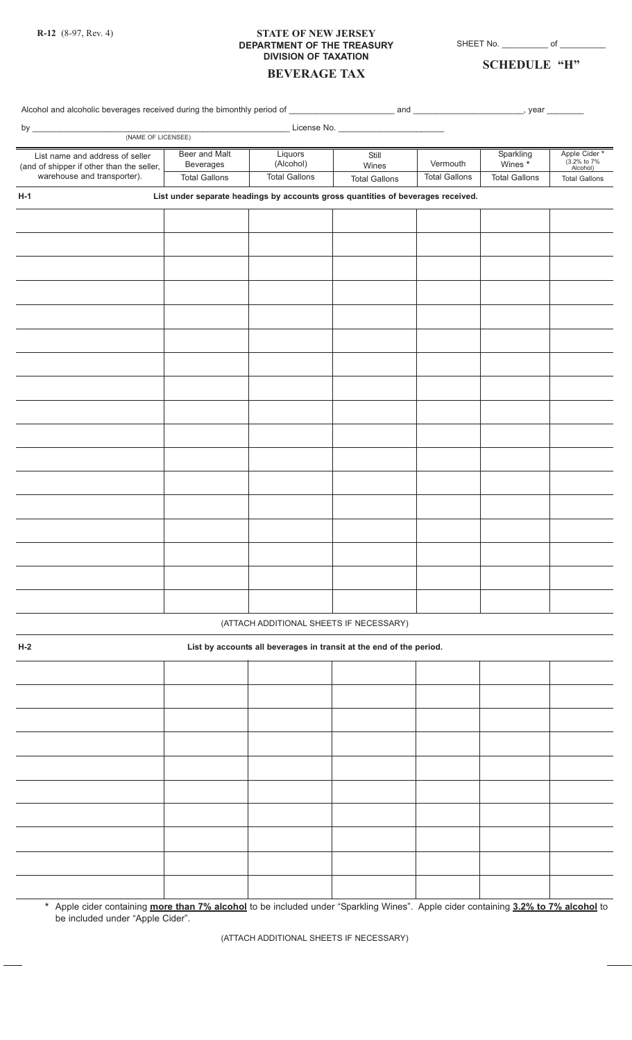R-12 (8-97, Rev. 4)

**STATE OF NEW JERSEY**
**DEPARTMENT OF THE TREASURY**
**DIVISION OF TAXATION**

# BEVERAGE TAX

SHEET No. __________ of __________

## SCHEDULE "H"

Alcohol and alcoholic beverages received during the bimonthly period of ______________________ and ______________________, year ________

by ______________________________________________ License No. ______________________
(NAME OF LICENSEE)

| List name and address of seller (and of shipper if other than the seller, warehouse and transporter). | Beer and Malt Beverages | Liquors (Alcohol) | Still Wines | Vermouth | Sparkling Wines * | Apple Cider * (3.2% to 7% Alcohol) |
|---|---|---|---|---|---|---|
| | Total Gallons | Total Gallons | Total Gallons | Total Gallons | Total Gallons | Total Gallons |
| **H-1** | **List under separate headings by accounts gross quantities of beverages received.** | | | | | |
| | | | | | | |
| | | | | | | |
| | | | | | | |
| | | | | | | |
| | | | | | | |
| | | | | | | |
| | | | | | | |
| | | | | | | |
| | | | | | | |
| | | | | | | |
| | | | | | | |
| | | | | | | |
| | | | | | | |
| | | | | | | |
| | | | | | | |
| | | | | | | |
| | | | | | | |

(ATTACH ADDITIONAL SHEETS IF NECESSARY)

| **H-2** | **List by accounts all beverages in transit at the end of the period.** | | | | | |
|---|---|---|---|---|---|---|
| | | | | | | |
| | | | | | | |
| | | | | | | |
| | | | | | | |
| | | | | | | |
| | | | | | | |
| | | | | | | |
| | | | | | | |
| | | | | | | |
| | | | | | | |

* Apple cider containing **more than 7% alcohol** to be included under "Sparkling Wines". Apple cider containing **3.2% to 7% alcohol** to be included under "Apple Cider".

(ATTACH ADDITIONAL SHEETS IF NECESSARY)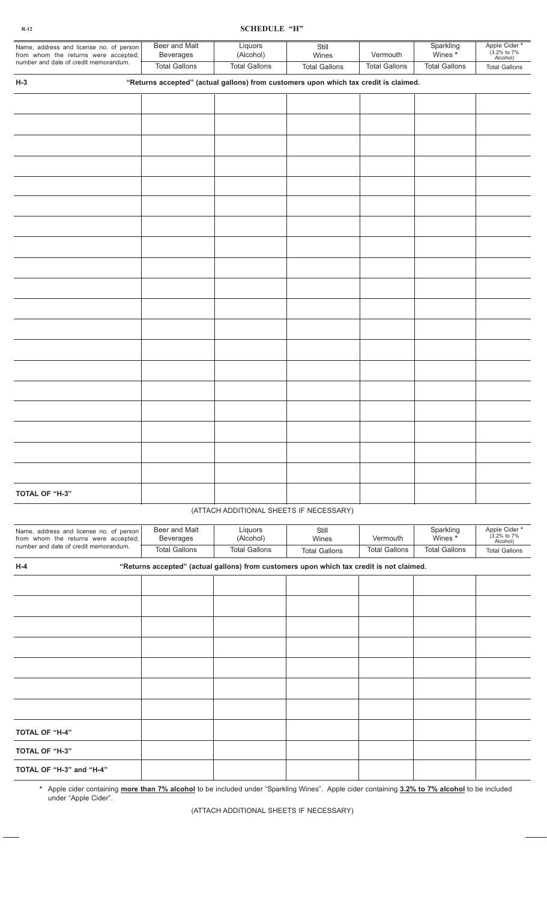R-12

# SCHEDULE "H"

| Name, address and license no. of person from whom the returns were accepted; number and date of credit memorandum. | Beer and Malt Beverages Total Gallons | Liquors (Alcohol) Total Gallons | Still Wines Total Gallons | Vermouth Total Gallons | Sparkling Wines * Total Gallons | Apple Cider * (3.2% to 7% Alcohol) Total Gallons |
|---|---|---|---|---|---|---|
| **H-3** "Returns accepted" (actual gallons) from customers upon which tax credit is claimed. | | | | | | |
| | | | | | | |
| | | | | | | |
| | | | | | | |
| | | | | | | |
| | | | | | | |
| | | | | | | |
| | | | | | | |
| | | | | | | |
| | | | | | | |
| | | | | | | |
| | | | | | | |
| | | | | | | |
| | | | | | | |
| | | | | | | |
| | | | | | | |
| | | | | | | |
| | | | | | | |
| | | | | | | |
| | | | | | | |
| TOTAL OF "H-3" | | | | | | |

(ATTACH ADDITIONAL SHEETS IF NECESSARY)

| Name, address and license no. of person from whom the returns were accepted; number and date of credit memorandum. | Beer and Malt Beverages Total Gallons | Liquors (Alcohol) Total Gallons | Still Wines Total Gallons | Vermouth Total Gallons | Sparkling Wines * Total Gallons | Apple Cider * (3.2% to 7% Alcohol) Total Gallons |
|---|---|---|---|---|---|---|
| **H-4** "Returns accepted" (actual gallons) from customers upon which tax credit is not claimed. | | | | | | |
| | | | | | | |
| | | | | | | |
| | | | | | | |
| | | | | | | |
| | | | | | | |
| | | | | | | |
| | | | | | | |
| TOTAL OF "H-4" | | | | | | |
| TOTAL OF "H-3" | | | | | | |
| TOTAL OF "H-3" and "H-4" | | | | | | |

\* Apple cider containing **more than 7% alcohol** to be included under "Sparkling Wines". Apple cider containing **3.2% to 7% alcohol** to be included under "Apple Cider".

(ATTACH ADDITIONAL SHEETS IF NECESSARY)